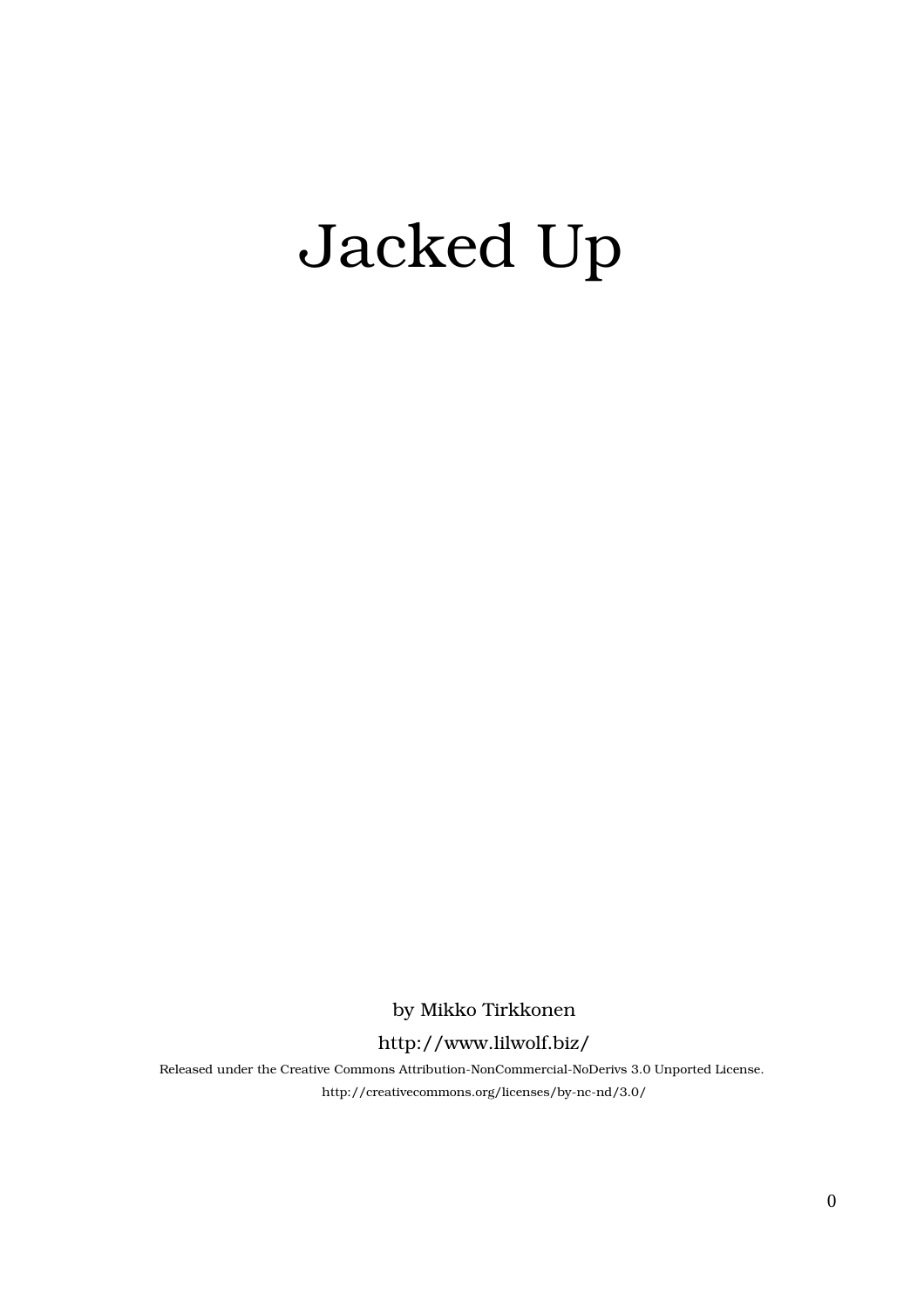# Jacked Up

by Mikko Tirkkonen

http://www.lilwolf.biz/

Released under the Creative Commons Attribution-NonCommercial-NoDerivs 3.0 Unported License.

http://creativecommons.org/licenses/by-nc-nd/3.0/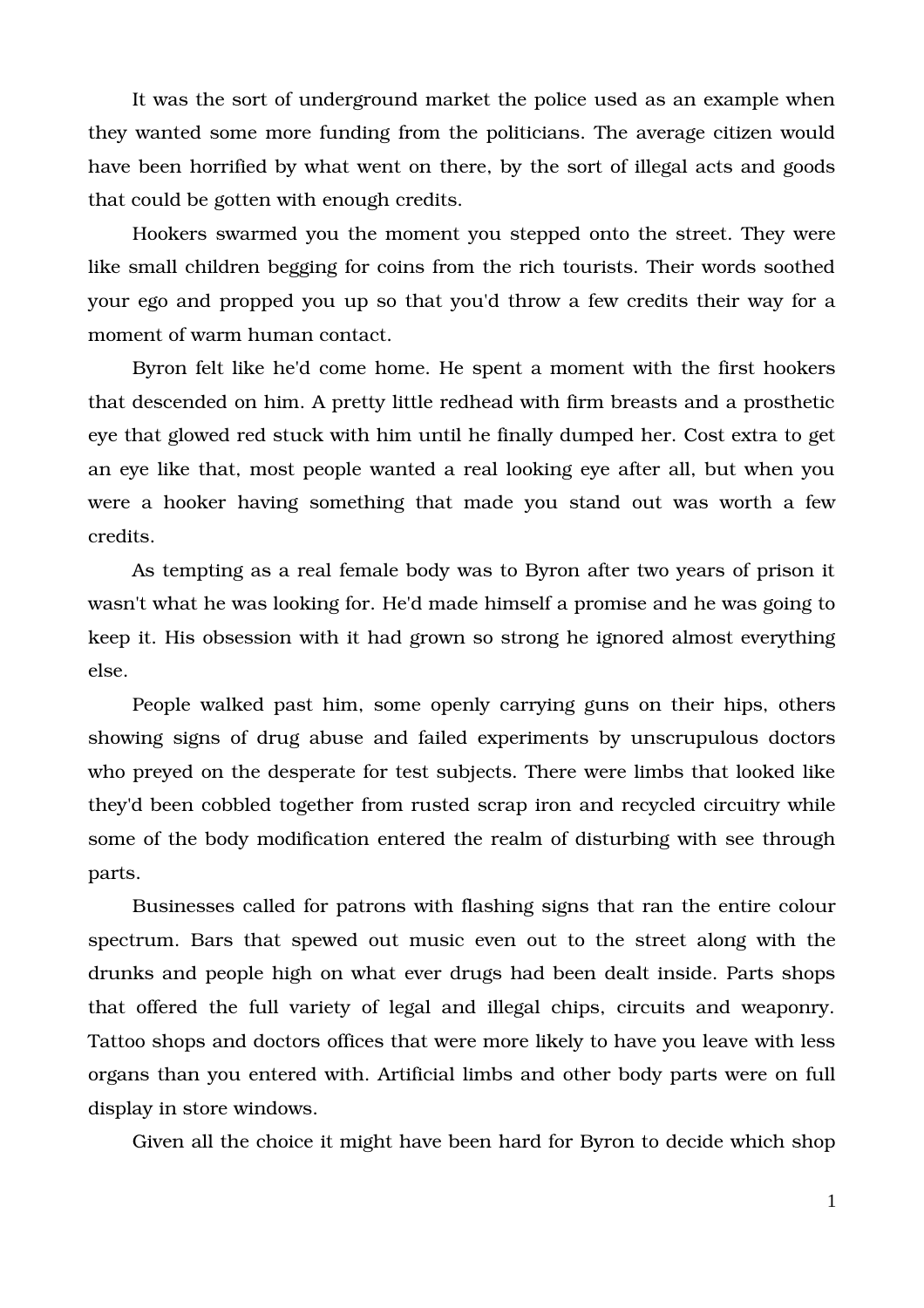It was the sort of underground market the police used as an example when they wanted some more funding from the politicians. The average citizen would have been horrified by what went on there, by the sort of illegal acts and goods that could be gotten with enough credits.

Hookers swarmed you the moment you stepped onto the street. They were like small children begging for coins from the rich tourists. Their words soothed your ego and propped you up so that you'd throw a few credits their way for a moment of warm human contact.

Byron felt like he'd come home. He spent a moment with the first hookers that descended on him. A pretty little redhead with firm breasts and a prosthetic eye that glowed red stuck with him until he finally dumped her. Cost extra to get an eye like that, most people wanted a real looking eye after all, but when you were a hooker having something that made you stand out was worth a few credits.

As tempting as a real female body was to Byron after two years of prison it wasn't what he was looking for. He'd made himself a promise and he was going to keep it. His obsession with it had grown so strong he ignored almost everything else.

People walked past him, some openly carrying guns on their hips, others showing signs of drug abuse and failed experiments by unscrupulous doctors who preyed on the desperate for test subjects. There were limbs that looked like they'd been cobbled together from rusted scrap iron and recycled circuitry while some of the body modification entered the realm of disturbing with see through parts.

Businesses called for patrons with flashing signs that ran the entire colour spectrum. Bars that spewed out music even out to the street along with the drunks and people high on what ever drugs had been dealt inside. Parts shops that offered the full variety of legal and illegal chips, circuits and weaponry. Tattoo shops and doctors offices that were more likely to have you leave with less organs than you entered with. Artificial limbs and other body parts were on full display in store windows.

Given all the choice it might have been hard for Byron to decide which shop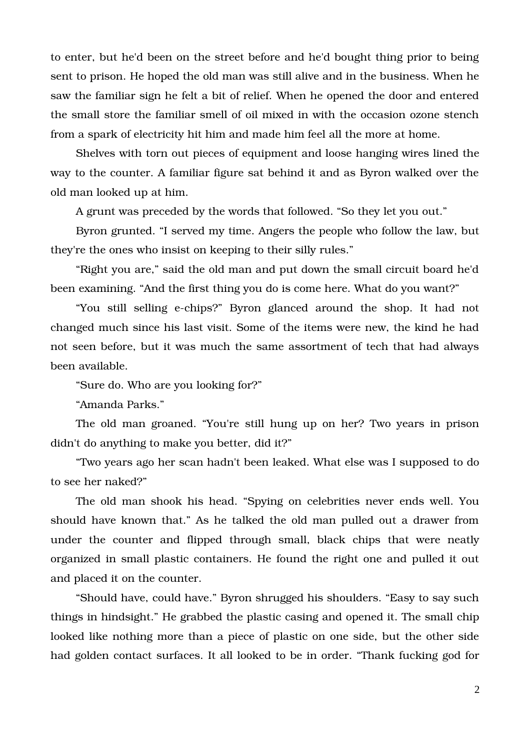to enter, but he'd been on the street before and he'd bought thing prior to being sent to prison. He hoped the old man was still alive and in the business. When he saw the familiar sign he felt a bit of relief. When he opened the door and entered the small store the familiar smell of oil mixed in with the occasion ozone stench from a spark of electricity hit him and made him feel all the more at home.

Shelves with torn out pieces of equipment and loose hanging wires lined the way to the counter. A familiar figure sat behind it and as Byron walked over the old man looked up at him.

A grunt was preceded by the words that followed. “So they let you out.”

Byron grunted. “I served my time. Angers the people who follow the law, but they're the ones who insist on keeping to their silly rules.”

“Right you are,” said the old man and put down the small circuit board he'd been examining. “And the first thing you do is come here. What do you want?”

“You still selling e-chips?” Byron glanced around the shop. It had not changed much since his last visit. Some of the items were new, the kind he had not seen before, but it was much the same assortment of tech that had always been available.

“Sure do. Who are you looking for?”

“Amanda Parks.”

The old man groaned. “You're still hung up on her? Two years in prison didn't do anything to make you better, did it?”

“Two years ago her scan hadn't been leaked. What else was I supposed to do to see her naked?”

The old man shook his head. “Spying on celebrities never ends well. You should have known that.” As he talked the old man pulled out a drawer from under the counter and flipped through small, black chips that were neatly organized in small plastic containers. He found the right one and pulled it out and placed it on the counter.

“Should have, could have.” Byron shrugged his shoulders. “Easy to say such things in hindsight.” He grabbed the plastic casing and opened it. The small chip looked like nothing more than a piece of plastic on one side, but the other side had golden contact surfaces. It all looked to be in order. “Thank fucking god for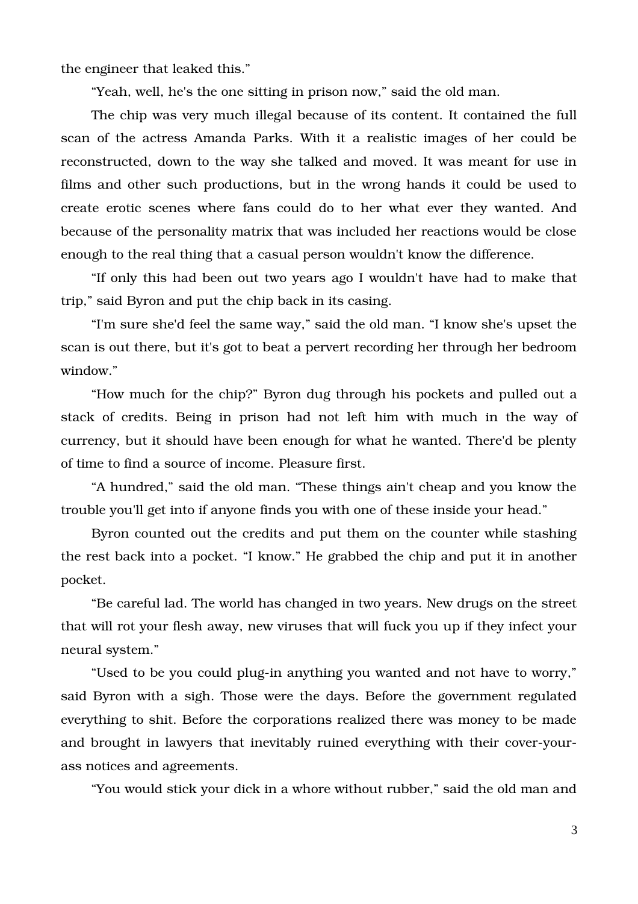the engineer that leaked this."

"Yeah, well, he's the one sitting in prison now," said the old man.

The chip was very much illegal because of its content. It contained the full scan of the actress Amanda Parks. With it a realistic images of her could be reconstructed, down to the way she talked and moved. It was meant for use in films and other such productions, but in the wrong hands it could be used to create erotic scenes where fans could do to her what ever they wanted. And because of the personality matrix that was included her reactions would be close enough to the real thing that a casual person wouldn't know the difference.

"If only this had been out two years ago I wouldn't have had to make that trip," said Byron and put the chip back in its casing.

"I'm sure she'd feel the same way," said the old man. "I know she's upset the scan is out there, but it's got to beat a pervert recording her through her bedroom window."

"How much for the chip?" Byron dug through his pockets and pulled out a stack of credits. Being in prison had not left him with much in the way of currency, but it should have been enough for what he wanted. There'd be plenty of time to find a source of income. Pleasure first.

"A hundred," said the old man. "These things ain't cheap and you know the trouble you'll get into if anyone finds you with one of these inside your head."

Byron counted out the credits and put them on the counter while stashing the rest back into a pocket. "I know." He grabbed the chip and put it in another pocket.

"Be careful lad. The world has changed in two years. New drugs on the street that will rot your flesh away, new viruses that will fuck you up if they infect your neural system."

"Used to be you could plug-in anything you wanted and not have to worry," said Byron with a sigh. Those were the days. Before the government regulated everything to shit. Before the corporations realized there was money to be made and brought in lawyers that inevitably ruined everything with their cover-your-ass notices and agreements.

"You would stick your dick in a whore without rubber," said the old man and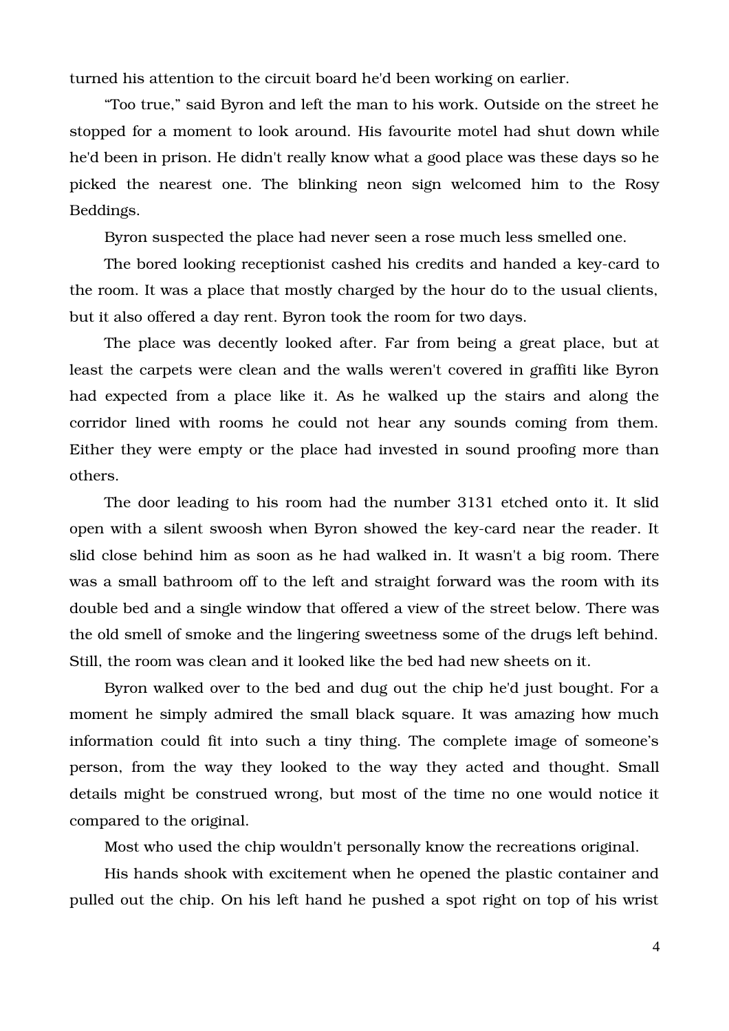turned his attention to the circuit board he'd been working on earlier.

“Too true,” said Byron and left the man to his work. Outside on the street he stopped for a moment to look around. His favourite motel had shut down while he'd been in prison. He didn't really know what a good place was these days so he picked the nearest one. The blinking neon sign welcomed him to the Rosy Beddings.

Byron suspected the place had never seen a rose much less smelled one.

The bored looking receptionist cashed his credits and handed a key-card to the room. It was a place that mostly charged by the hour do to the usual clients, but it also offered a day rent. Byron took the room for two days.

The place was decently looked after. Far from being a great place, but at least the carpets were clean and the walls weren't covered in graffiti like Byron had expected from a place like it. As he walked up the stairs and along the corridor lined with rooms he could not hear any sounds coming from them. Either they were empty or the place had invested in sound proofing more than others.

The door leading to his room had the number 3131 etched onto it. It slid open with a silent swoosh when Byron showed the key-card near the reader. It slid close behind him as soon as he had walked in. It wasn't a big room. There was a small bathroom off to the left and straight forward was the room with its double bed and a single window that offered a view of the street below. There was the old smell of smoke and the lingering sweetness some of the drugs left behind. Still, the room was clean and it looked like the bed had new sheets on it.

Byron walked over to the bed and dug out the chip he'd just bought. For a moment he simply admired the small black square. It was amazing how much information could fit into such a tiny thing. The complete image of someone’s person, from the way they looked to the way they acted and thought. Small details might be construed wrong, but most of the time no one would notice it compared to the original.

Most who used the chip wouldn't personally know the recreations original.

His hands shook with excitement when he opened the plastic container and pulled out the chip. On his left hand he pushed a spot right on top of his wrist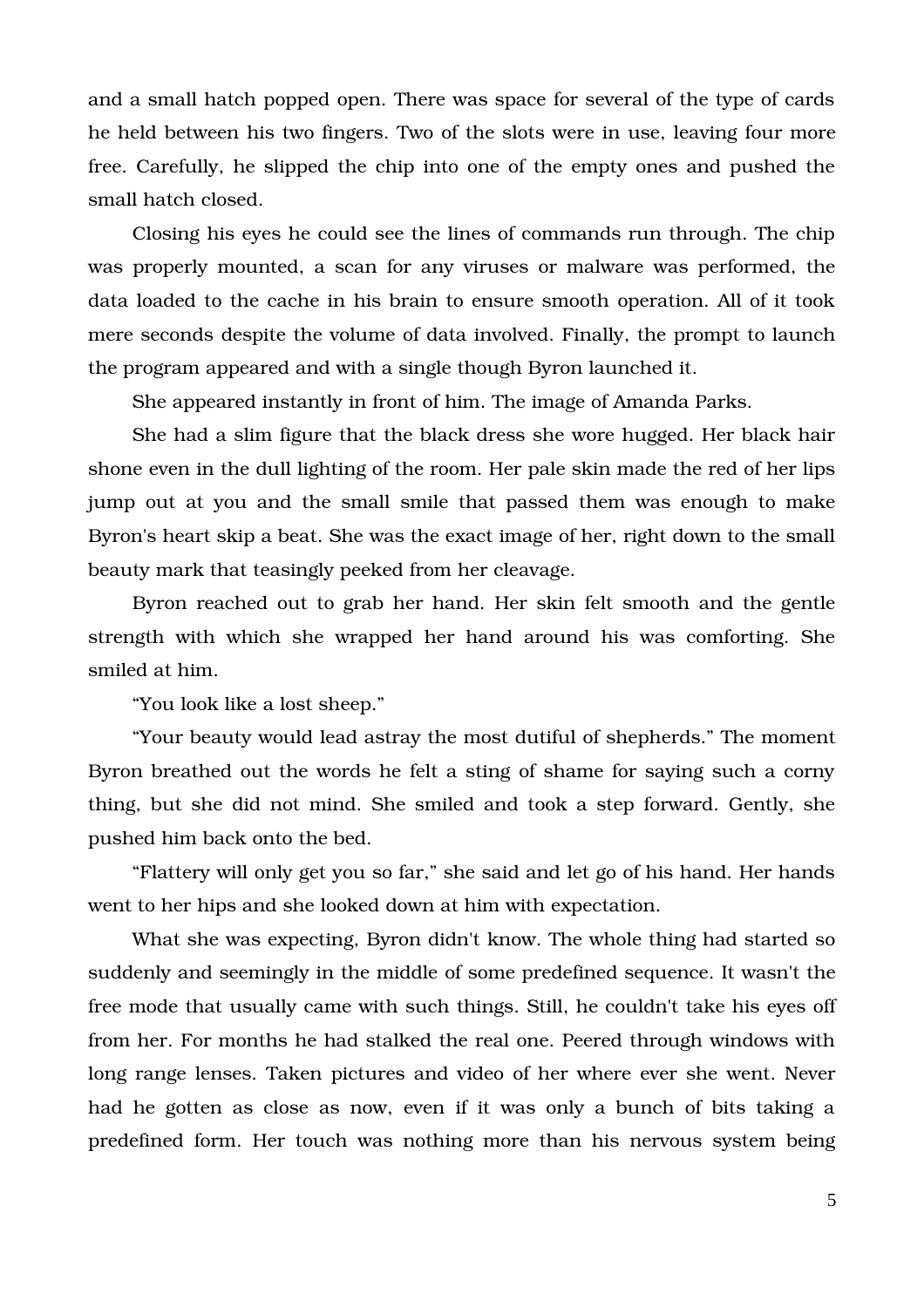and a small hatch popped open. There was space for several of the type of cards he held between his two fingers. Two of the slots were in use, leaving four more free. Carefully, he slipped the chip into one of the empty ones and pushed the small hatch closed.

Closing his eyes he could see the lines of commands run through. The chip was properly mounted, a scan for any viruses or malware was performed, the data loaded to the cache in his brain to ensure smooth operation. All of it took mere seconds despite the volume of data involved. Finally, the prompt to launch the program appeared and with a single though Byron launched it.

She appeared instantly in front of him. The image of Amanda Parks.

She had a slim figure that the black dress she wore hugged. Her black hair shone even in the dull lighting of the room. Her pale skin made the red of her lips jump out at you and the small smile that passed them was enough to make Byron's heart skip a beat. She was the exact image of her, right down to the small beauty mark that teasingly peeked from her cleavage.

Byron reached out to grab her hand. Her skin felt smooth and the gentle strength with which she wrapped her hand around his was comforting. She smiled at him.

"You look like a lost sheep."

"Your beauty would lead astray the most dutiful of shepherds." The moment Byron breathed out the words he felt a sting of shame for saying such a corny thing, but she did not mind. She smiled and took a step forward. Gently, she pushed him back onto the bed.

"Flattery will only get you so far," she said and let go of his hand. Her hands went to her hips and she looked down at him with expectation.

What she was expecting, Byron didn't know. The whole thing had started so suddenly and seemingly in the middle of some predefined sequence. It wasn't the free mode that usually came with such things. Still, he couldn't take his eyes off from her. For months he had stalked the real one. Peered through windows with long range lenses. Taken pictures and video of her where ever she went. Never had he gotten as close as now, even if it was only a bunch of bits taking a predefined form. Her touch was nothing more than his nervous system being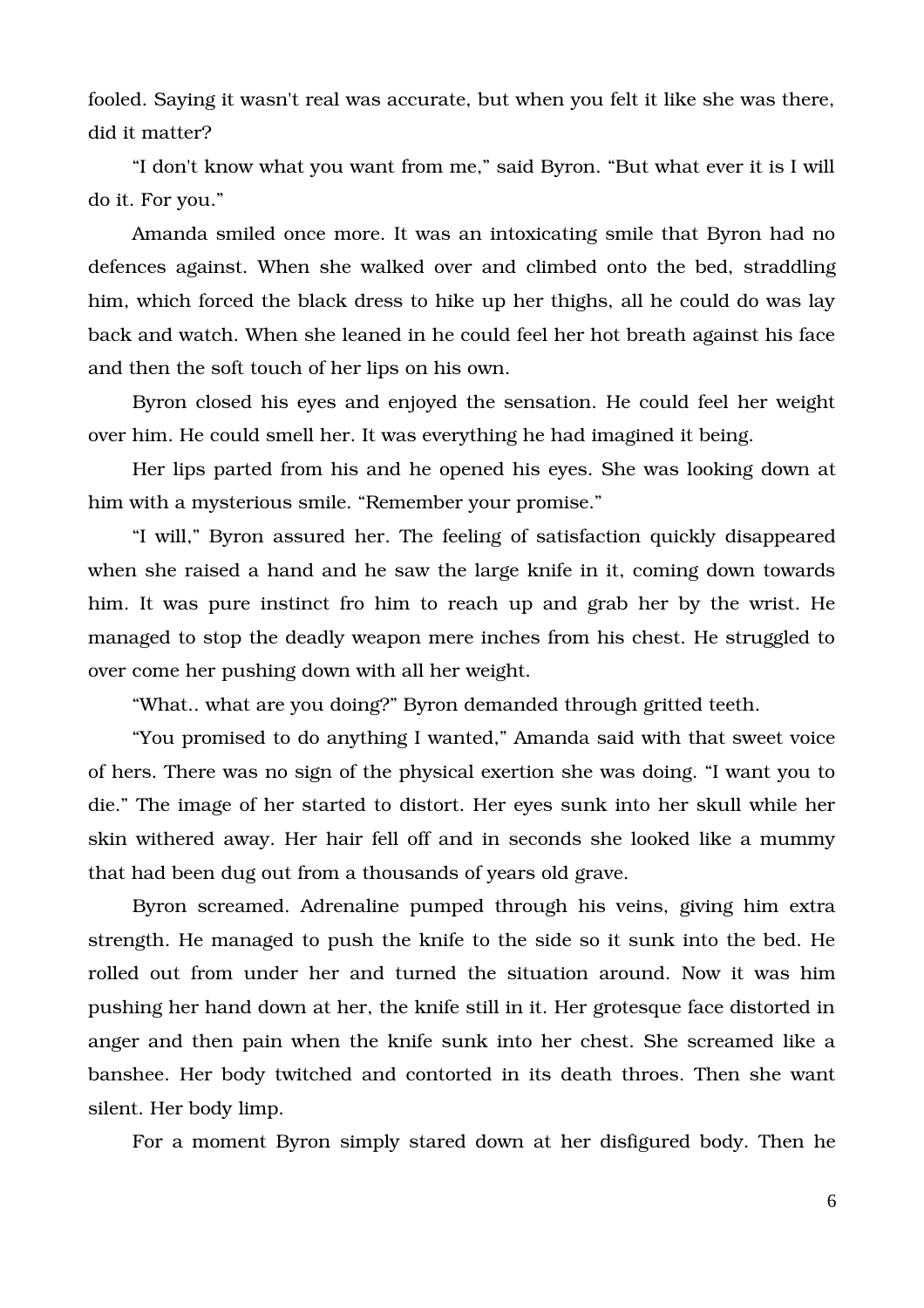fooled. Saying it wasn't real was accurate, but when you felt it like she was there, did it matter?

"I don't know what you want from me," said Byron. "But what ever it is I will do it. For you."

Amanda smiled once more. It was an intoxicating smile that Byron had no defences against. When she walked over and climbed onto the bed, straddling him, which forced the black dress to hike up her thighs, all he could do was lay back and watch. When she leaned in he could feel her hot breath against his face and then the soft touch of her lips on his own.

Byron closed his eyes and enjoyed the sensation. He could feel her weight over him. He could smell her. It was everything he had imagined it being.

Her lips parted from his and he opened his eyes. She was looking down at him with a mysterious smile. "Remember your promise."

"I will," Byron assured her. The feeling of satisfaction quickly disappeared when she raised a hand and he saw the large knife in it, coming down towards him. It was pure instinct fro him to reach up and grab her by the wrist. He managed to stop the deadly weapon mere inches from his chest. He struggled to over come her pushing down with all her weight.

"What.. what are you doing?" Byron demanded through gritted teeth.

"You promised to do anything I wanted," Amanda said with that sweet voice of hers. There was no sign of the physical exertion she was doing. "I want you to die." The image of her started to distort. Her eyes sunk into her skull while her skin withered away. Her hair fell off and in seconds she looked like a mummy that had been dug out from a thousands of years old grave.

Byron screamed. Adrenaline pumped through his veins, giving him extra strength. He managed to push the knife to the side so it sunk into the bed. He rolled out from under her and turned the situation around. Now it was him pushing her hand down at her, the knife still in it. Her grotesque face distorted in anger and then pain when the knife sunk into her chest. She screamed like a banshee. Her body twitched and contorted in its death throes. Then she want silent. Her body limp.

For a moment Byron simply stared down at her disfigured body. Then he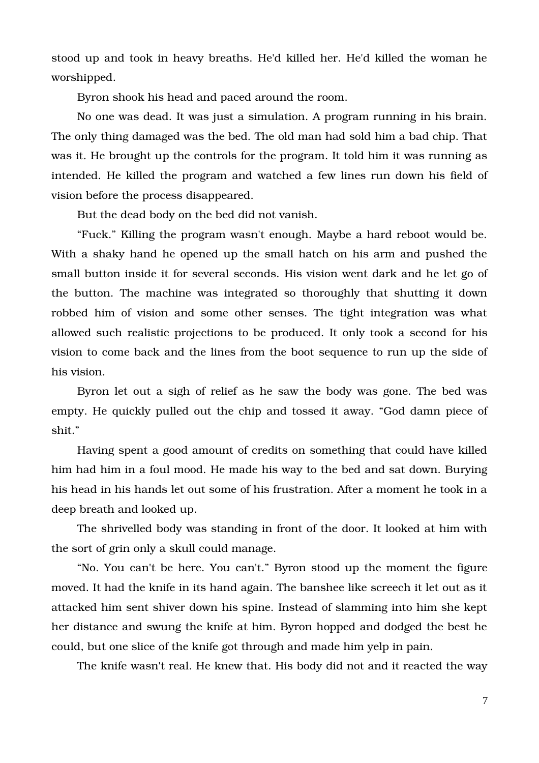stood up and took in heavy breaths. He'd killed her. He'd killed the woman he worshipped.

Byron shook his head and paced around the room.

No one was dead. It was just a simulation. A program running in his brain. The only thing damaged was the bed. The old man had sold him a bad chip. That was it. He brought up the controls for the program. It told him it was running as intended. He killed the program and watched a few lines run down his field of vision before the process disappeared.

But the dead body on the bed did not vanish.

“Fuck.” Killing the program wasn't enough. Maybe a hard reboot would be. With a shaky hand he opened up the small hatch on his arm and pushed the small button inside it for several seconds. His vision went dark and he let go of the button. The machine was integrated so thoroughly that shutting it down robbed him of vision and some other senses. The tight integration was what allowed such realistic projections to be produced. It only took a second for his vision to come back and the lines from the boot sequence to run up the side of his vision.

Byron let out a sigh of relief as he saw the body was gone. The bed was empty. He quickly pulled out the chip and tossed it away. “God damn piece of shit.”

Having spent a good amount of credits on something that could have killed him had him in a foul mood. He made his way to the bed and sat down. Burying his head in his hands let out some of his frustration. After a moment he took in a deep breath and looked up.

The shrivelled body was standing in front of the door. It looked at him with the sort of grin only a skull could manage.

“No. You can't be here. You can't.” Byron stood up the moment the figure moved. It had the knife in its hand again. The banshee like screech it let out as it attacked him sent shiver down his spine. Instead of slamming into him she kept her distance and swung the knife at him. Byron hopped and dodged the best he could, but one slice of the knife got through and made him yelp in pain.

The knife wasn't real. He knew that. His body did not and it reacted the way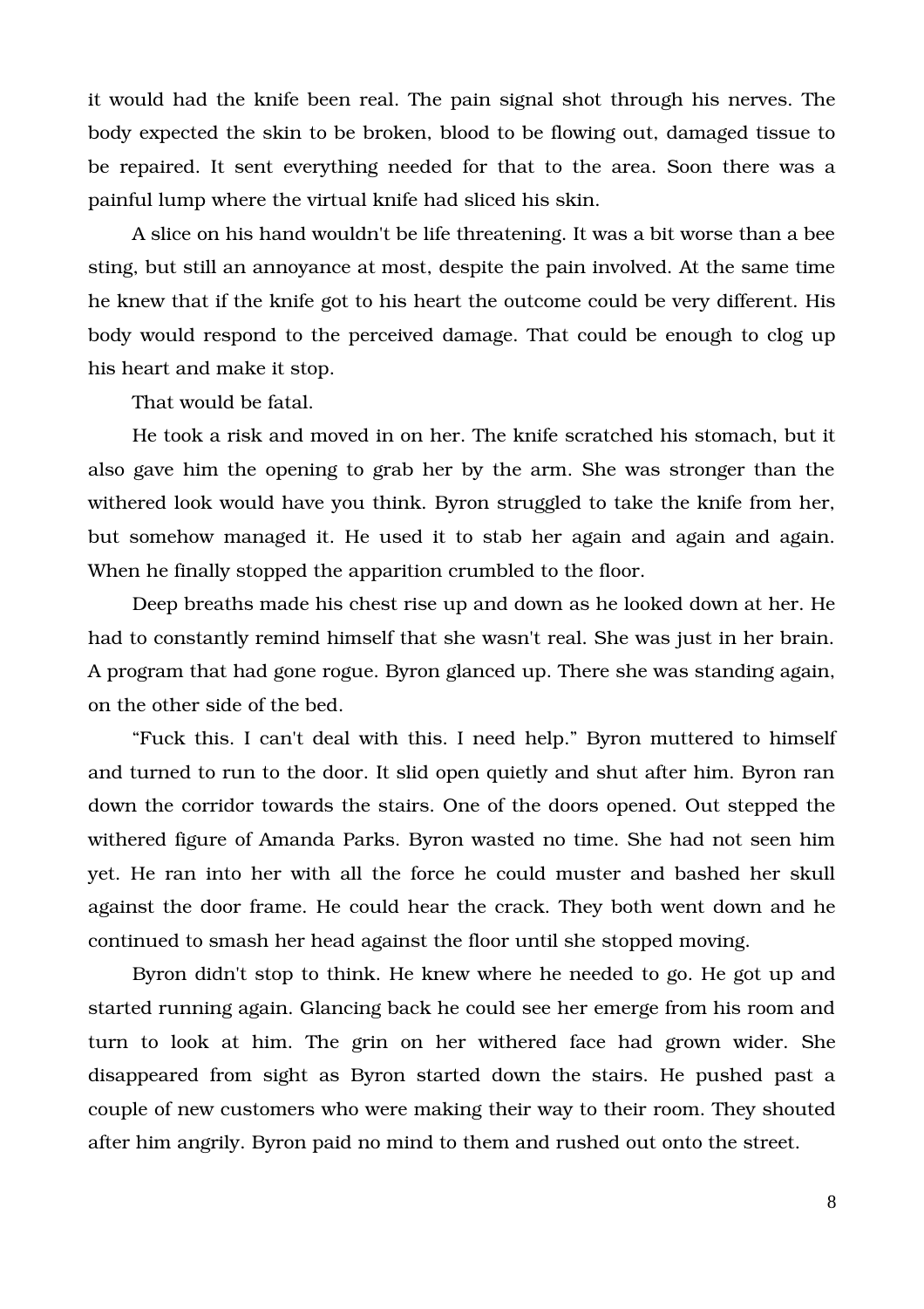it would had the knife been real. The pain signal shot through his nerves. The body expected the skin to be broken, blood to be flowing out, damaged tissue to be repaired. It sent everything needed for that to the area. Soon there was a painful lump where the virtual knife had sliced his skin.

A slice on his hand wouldn't be life threatening. It was a bit worse than a bee sting, but still an annoyance at most, despite the pain involved. At the same time he knew that if the knife got to his heart the outcome could be very different. His body would respond to the perceived damage. That could be enough to clog up his heart and make it stop.

That would be fatal.

He took a risk and moved in on her. The knife scratched his stomach, but it also gave him the opening to grab her by the arm. She was stronger than the withered look would have you think. Byron struggled to take the knife from her, but somehow managed it. He used it to stab her again and again and again. When he finally stopped the apparition crumbled to the floor.

Deep breaths made his chest rise up and down as he looked down at her. He had to constantly remind himself that she wasn't real. She was just in her brain. A program that had gone rogue. Byron glanced up. There she was standing again, on the other side of the bed.

“Fuck this. I can't deal with this. I need help.” Byron muttered to himself and turned to run to the door. It slid open quietly and shut after him. Byron ran down the corridor towards the stairs. One of the doors opened. Out stepped the withered figure of Amanda Parks. Byron wasted no time. She had not seen him yet. He ran into her with all the force he could muster and bashed her skull against the door frame. He could hear the crack. They both went down and he continued to smash her head against the floor until she stopped moving.

Byron didn't stop to think. He knew where he needed to go. He got up and started running again. Glancing back he could see her emerge from his room and turn to look at him. The grin on her withered face had grown wider. She disappeared from sight as Byron started down the stairs. He pushed past a couple of new customers who were making their way to their room. They shouted after him angrily. Byron paid no mind to them and rushed out onto the street.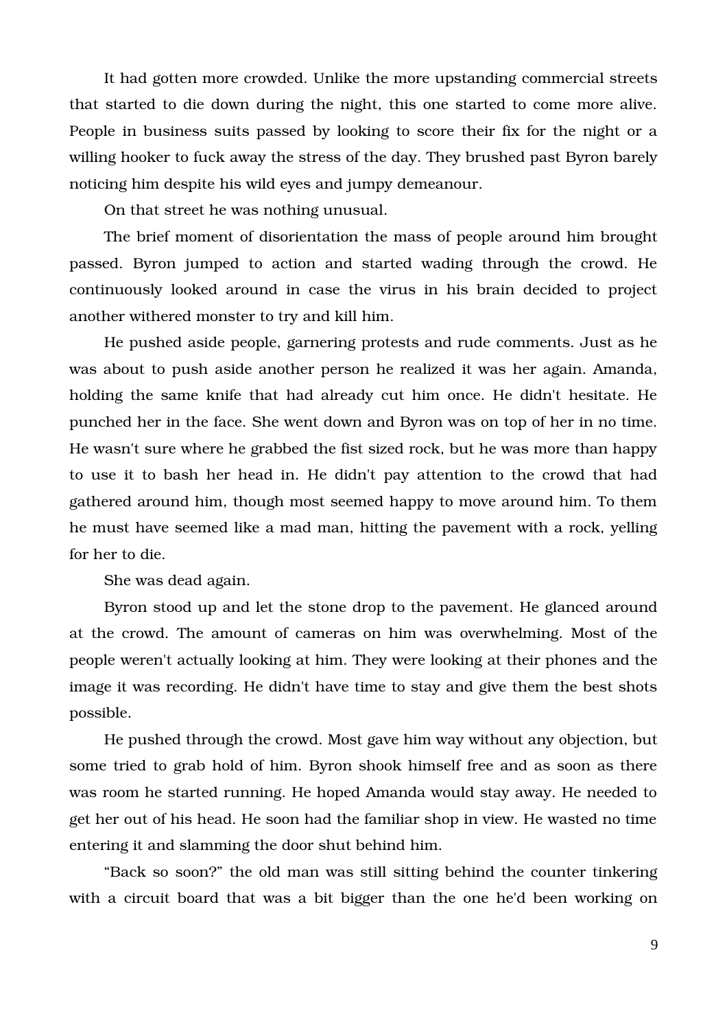It had gotten more crowded. Unlike the more upstanding commercial streets that started to die down during the night, this one started to come more alive. People in business suits passed by looking to score their fix for the night or a willing hooker to fuck away the stress of the day. They brushed past Byron barely noticing him despite his wild eyes and jumpy demeanour.

On that street he was nothing unusual.

The brief moment of disorientation the mass of people around him brought passed. Byron jumped to action and started wading through the crowd. He continuously looked around in case the virus in his brain decided to project another withered monster to try and kill him.

He pushed aside people, garnering protests and rude comments. Just as he was about to push aside another person he realized it was her again. Amanda, holding the same knife that had already cut him once. He didn't hesitate. He punched her in the face. She went down and Byron was on top of her in no time. He wasn't sure where he grabbed the fist sized rock, but he was more than happy to use it to bash her head in. He didn't pay attention to the crowd that had gathered around him, though most seemed happy to move around him. To them he must have seemed like a mad man, hitting the pavement with a rock, yelling for her to die.

She was dead again.

Byron stood up and let the stone drop to the pavement. He glanced around at the crowd. The amount of cameras on him was overwhelming. Most of the people weren't actually looking at him. They were looking at their phones and the image it was recording. He didn't have time to stay and give them the best shots possible.

He pushed through the crowd. Most gave him way without any objection, but some tried to grab hold of him. Byron shook himself free and as soon as there was room he started running. He hoped Amanda would stay away. He needed to get her out of his head. He soon had the familiar shop in view. He wasted no time entering it and slamming the door shut behind him.

"Back so soon?" the old man was still sitting behind the counter tinkering with a circuit board that was a bit bigger than the one he'd been working on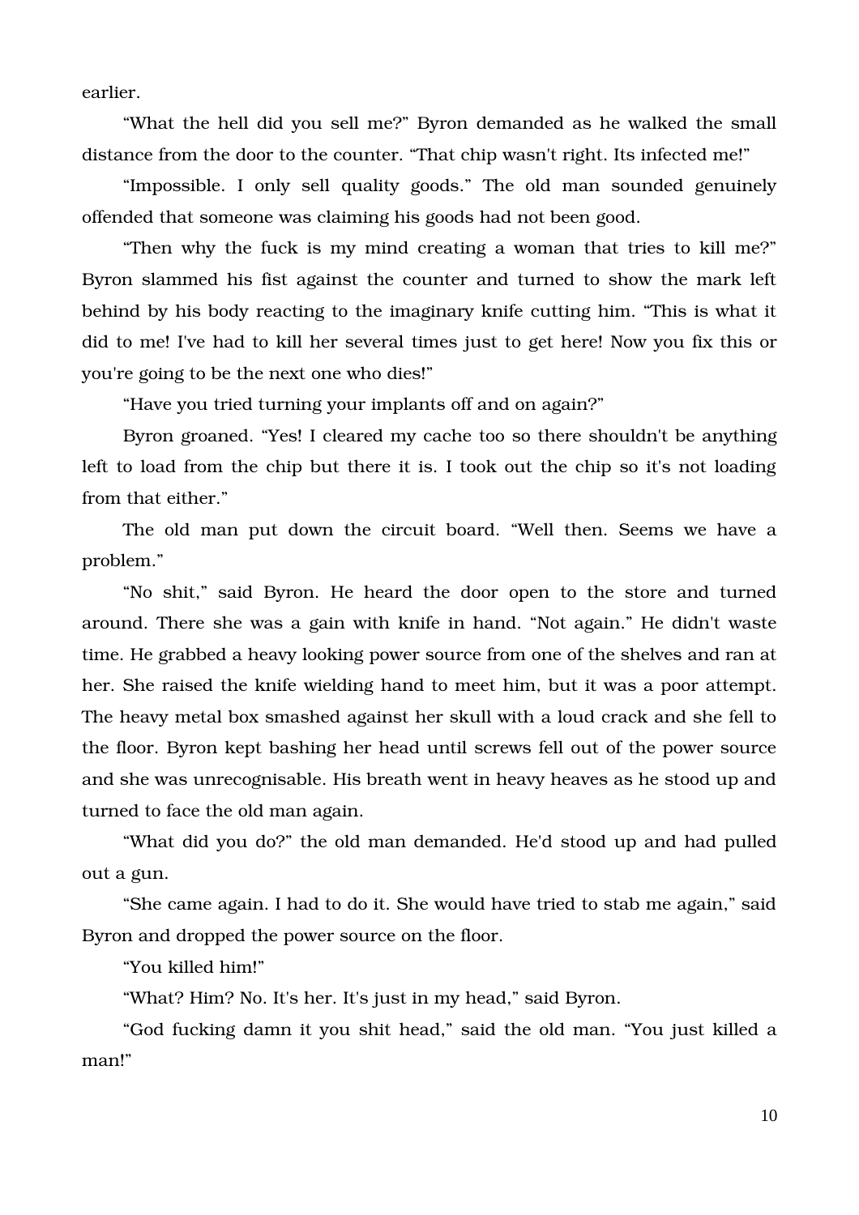earlier.

“What the hell did you sell me?” Byron demanded as he walked the small distance from the door to the counter. “That chip wasn't right. Its infected me!”

“Impossible. I only sell quality goods.” The old man sounded genuinely offended that someone was claiming his goods had not been good.

“Then why the fuck is my mind creating a woman that tries to kill me?” Byron slammed his fist against the counter and turned to show the mark left behind by his body reacting to the imaginary knife cutting him. “This is what it did to me! I've had to kill her several times just to get here! Now you fix this or you're going to be the next one who dies!”

“Have you tried turning your implants off and on again?”

Byron groaned. “Yes! I cleared my cache too so there shouldn't be anything left to load from the chip but there it is. I took out the chip so it's not loading from that either.”

The old man put down the circuit board. “Well then. Seems we have a problem.”

“No shit,” said Byron. He heard the door open to the store and turned around. There she was a gain with knife in hand. “Not again.” He didn't waste time. He grabbed a heavy looking power source from one of the shelves and ran at her. She raised the knife wielding hand to meet him, but it was a poor attempt. The heavy metal box smashed against her skull with a loud crack and she fell to the floor. Byron kept bashing her head until screws fell out of the power source and she was unrecognisable. His breath went in heavy heaves as he stood up and turned to face the old man again.

“What did you do?” the old man demanded. He'd stood up and had pulled out a gun.

“She came again. I had to do it. She would have tried to stab me again,” said Byron and dropped the power source on the floor.

“You killed him!”

“What? Him? No. It's her. It's just in my head,” said Byron.

“God fucking damn it you shit head,” said the old man. “You just killed a man!”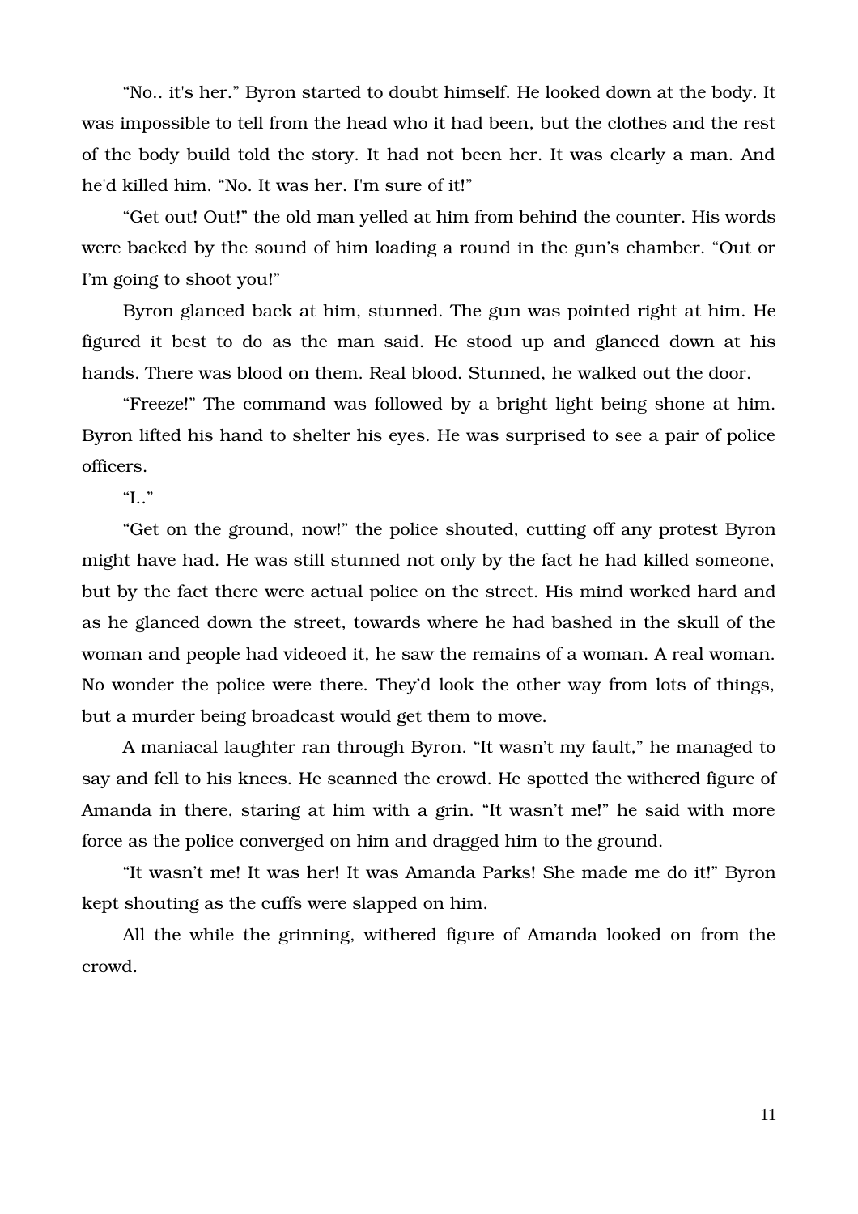“No.. it's her.” Byron started to doubt himself. He looked down at the body. It was impossible to tell from the head who it had been, but the clothes and the rest of the body build told the story. It had not been her. It was clearly a man. And he'd killed him. “No. It was her. I'm sure of it!”

“Get out! Out!” the old man yelled at him from behind the counter. His words were backed by the sound of him loading a round in the gun’s chamber. “Out or I’m going to shoot you!”

Byron glanced back at him, stunned. The gun was pointed right at him. He figured it best to do as the man said. He stood up and glanced down at his hands. There was blood on them. Real blood. Stunned, he walked out the door.

“Freeze!” The command was followed by a bright light being shone at him. Byron lifted his hand to shelter his eyes. He was surprised to see a pair of police officers.

“I..”

“Get on the ground, now!” the police shouted, cutting off any protest Byron might have had. He was still stunned not only by the fact he had killed someone, but by the fact there were actual police on the street. His mind worked hard and as he glanced down the street, towards where he had bashed in the skull of the woman and people had videoed it, he saw the remains of a woman. A real woman. No wonder the police were there. They’d look the other way from lots of things, but a murder being broadcast would get them to move.

A maniacal laughter ran through Byron. “It wasn’t my fault,” he managed to say and fell to his knees. He scanned the crowd. He spotted the withered figure of Amanda in there, staring at him with a grin. “It wasn’t me!” he said with more force as the police converged on him and dragged him to the ground.

“It wasn’t me! It was her! It was Amanda Parks! She made me do it!” Byron kept shouting as the cuffs were slapped on him.

All the while the grinning, withered figure of Amanda looked on from the crowd.